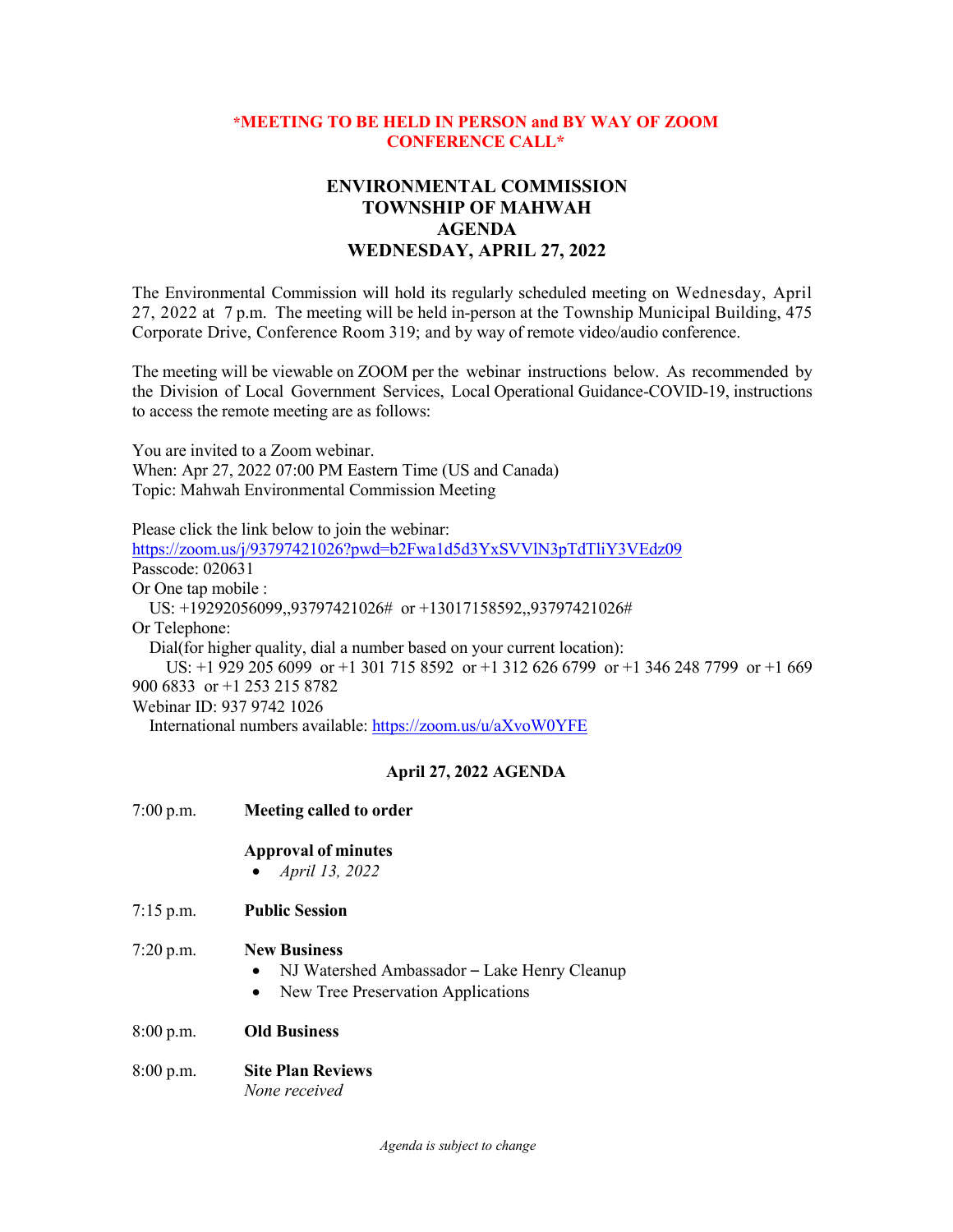**\*MEETING TO BE HELD IN PERSON and BY WAY OF ZOOM CONFERENCE CALL\***

# ENVIRONMENTAL COMMISSION
# TOWNSHIP OF MAHWAH
# AGENDA
# WEDNESDAY, APRIL 27, 2022

The Environmental Commission will hold its regularly scheduled meeting on Wednesday, April 27, 2022 at 7 p.m. The meeting will be held in-person at the Township Municipal Building, 475 Corporate Drive, Conference Room 319; and by way of remote video/audio conference.

The meeting will be viewable on ZOOM per the webinar instructions below. As recommended by the Division of Local Government Services, Local Operational Guidance-COVID-19, instructions to access the remote meeting are as follows:

You are invited to a Zoom webinar.
When: Apr 27, 2022 07:00 PM Eastern Time (US and Canada)
Topic: Mahwah Environmental Commission Meeting

Please click the link below to join the webinar:
https://zoom.us/j/93797421026?pwd=b2Fwa1d5d3YxSVVlN3pTdTliY3VEdz09
Passcode: 020631
Or One tap mobile :
US: +19292056099,,93797421026# or +13017158592,,93797421026#
Or Telephone:
Dial(for higher quality, dial a number based on your current location):
US: +1 929 205 6099 or +1 301 715 8592 or +1 312 626 6799 or +1 346 248 7799 or +1 669 900 6833 or +1 253 215 8782
Webinar ID: 937 9742 1026
International numbers available: https://zoom.us/u/aXvoW0YFE

## April 27, 2022 AGENDA

7:00 p.m. **Meeting called to order**

**Approval of minutes**
- *April 13, 2022*

7:15 p.m. **Public Session**

7:20 p.m. **New Business**
- NJ Watershed Ambassador – Lake Henry Cleanup
- New Tree Preservation Applications

8:00 p.m. **Old Business**

8:00 p.m. **Site Plan Reviews**
*None received*

*Agenda is subject to change*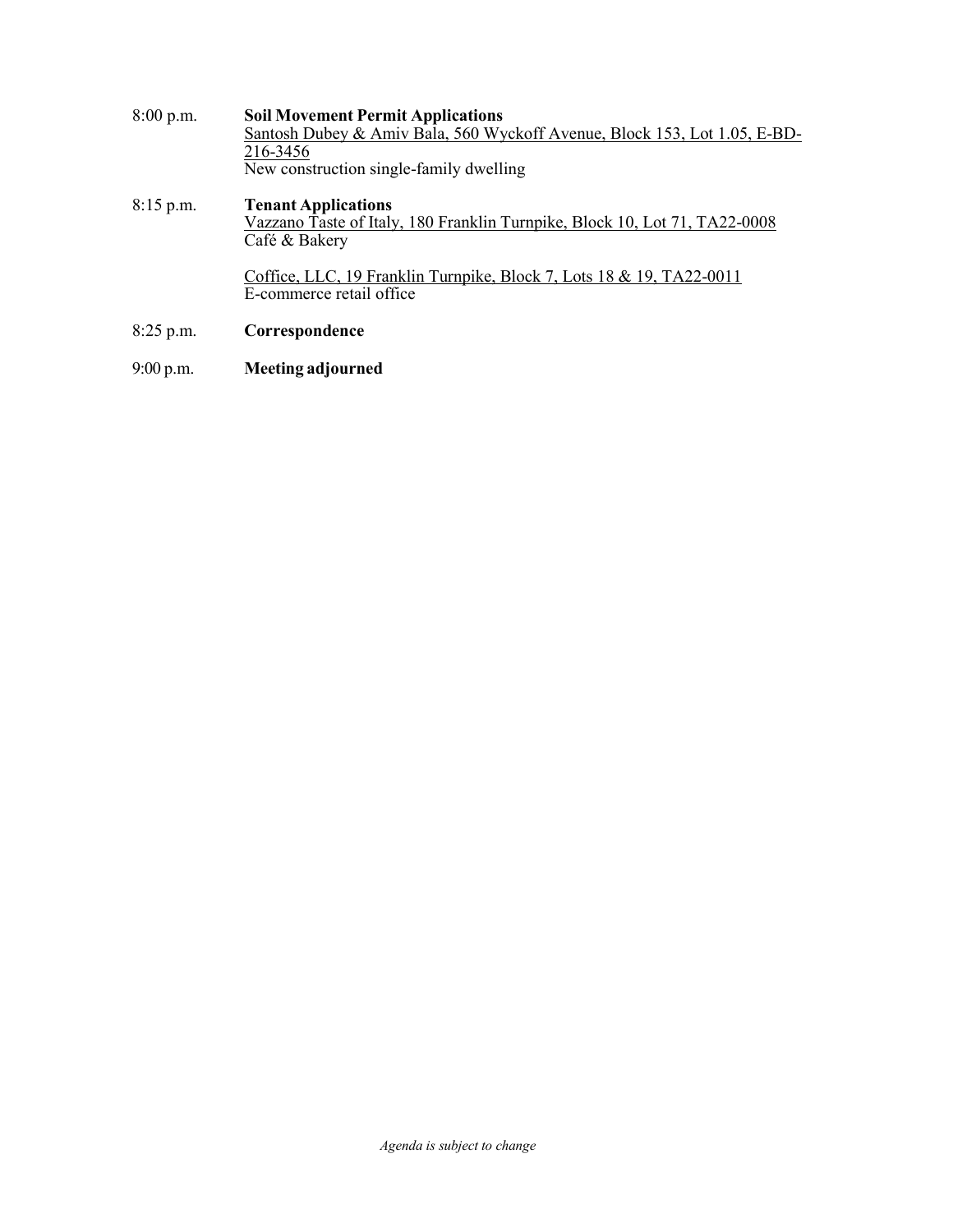8:00 p.m. **Soil Movement Permit Applications**

Santosh Dubey & Amiv Bala, 560 Wyckoff Avenue, Block 153, Lot 1.05, E-BD-216-3456

New construction single-family dwelling

8:15 p.m. **Tenant Applications**

Vazzano Taste of Italy, 180 Franklin Turnpike, Block 10, Lot 71, TA22-0008

Café & Bakery

Coffice, LLC, 19 Franklin Turnpike, Block 7, Lots 18 & 19, TA22-0011

E-commerce retail office

8:25 p.m. **Correspondence**

9:00 p.m. **Meeting adjourned**

*Agenda is subject to change*